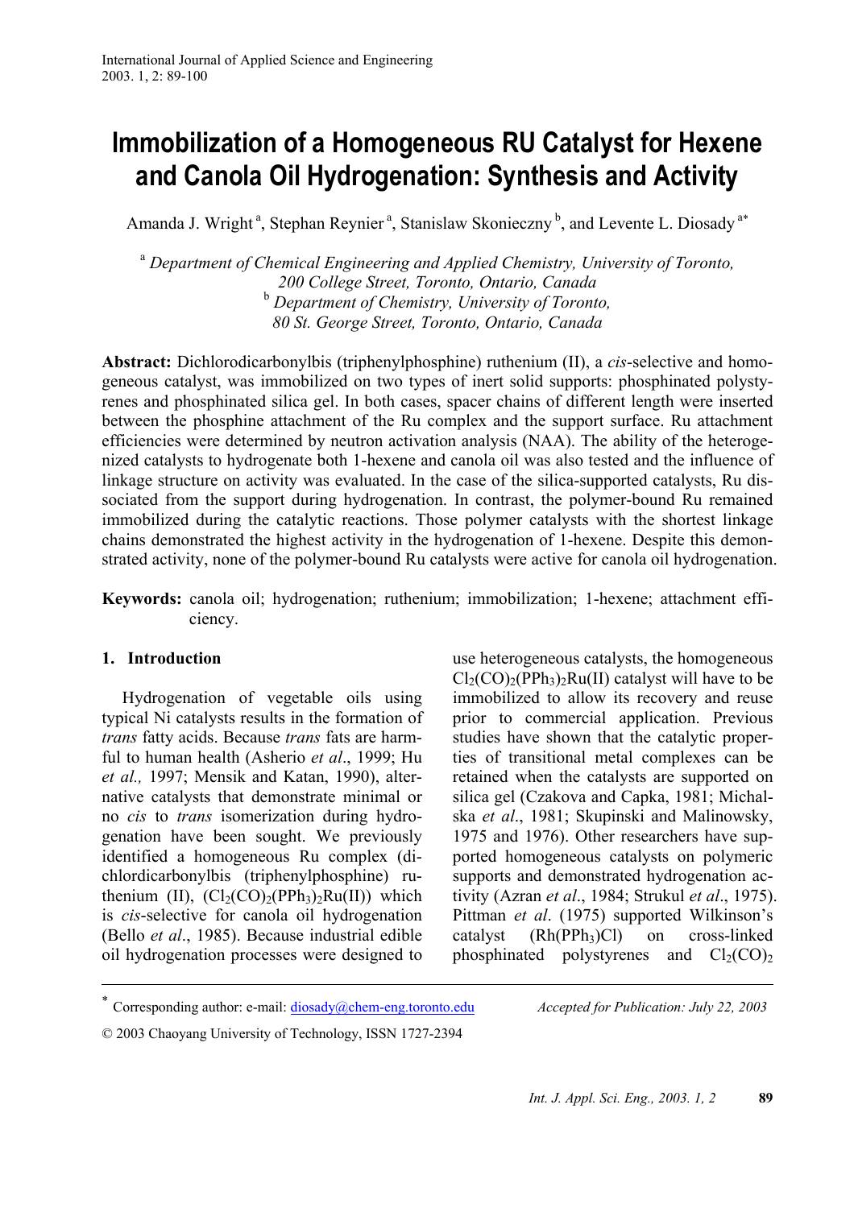# Immobilization of a Homogeneous RU Catalyst for Hexene and Canola Oil Hydrogenation: Synthesis and Activity

Amanda J. Wright [a], Stephan Reynier [a], Stanislaw Skonieczny [b], and Levente L. Diosady [a*]

[a] *Department of Chemical Engineering and Applied Chemistry, University of Toronto, 200 College Street, Toronto, Ontario, Canada*
[b] *Department of Chemistry, University of Toronto, 80 St. George Street, Toronto, Ontario, Canada*

**Abstract:** Dichlorodicarbonylbis (triphenylphosphine) ruthenium (II), a *cis*-selective and homogeneous catalyst, was immobilized on two types of inert solid supports: phosphinated polystyrenes and phosphinated silica gel. In both cases, spacer chains of different length were inserted between the phosphine attachment of the Ru complex and the support surface. Ru attachment efficiencies were determined by neutron activation analysis (NAA). The ability of the heterogenized catalysts to hydrogenate both 1-hexene and canola oil was also tested and the influence of linkage structure on activity was evaluated. In the case of the silica-supported catalysts, Ru dissociated from the support during hydrogenation. In contrast, the polymer-bound Ru remained immobilized during the catalytic reactions. Those polymer catalysts with the shortest linkage chains demonstrated the highest activity in the hydrogenation of 1-hexene. Despite this demonstrated activity, none of the polymer-bound Ru catalysts were active for canola oil hydrogenation.

**Keywords:** canola oil; hydrogenation; ruthenium; immobilization; 1-hexene; attachment efficiency.

## 1. Introduction

Hydrogenation of vegetable oils using typical Ni catalysts results in the formation of *trans* fatty acids. Because *trans* fats are harmful to human health (Asherio *et al*., 1999; Hu *et al.,* 1997; Mensik and Katan, 1990), alternative catalysts that demonstrate minimal or no *cis* to *trans* isomerization during hydrogenation have been sought. We previously identified a homogeneous Ru complex (dichlordicarbonylbis (triphenylphosphine) ruthenium (II), ($Cl_2(CO)_2(PPh_3)_2Ru(II)$) which is *cis*-selective for canola oil hydrogenation (Bello *et al*., 1985). Because industrial edible oil hydrogenation processes were designed to use heterogeneous catalysts, the homogeneous $Cl_2(CO)_2(PPh_3)_2Ru(II)$ catalyst will have to be immobilized to allow its recovery and reuse prior to commercial application. Previous studies have shown that the catalytic properties of transitional metal complexes can be retained when the catalysts are supported on silica gel (Czakova and Capka, 1981; Michalska *et al*., 1981; Skupinski and Malinowsky, 1975 and 1976). Other researchers have supported homogeneous catalysts on polymeric supports and demonstrated hydrogenation activity (Azran *et al*., 1984; Strukul *et al*., 1975). Pittman *et al*. (1975) supported Wilkinson's catalyst ($Rh(PPh_3)Cl$) on cross-linked phosphinated polystyrenes and $Cl_2(CO)_2$

---

[*] Corresponding author: e-mail: diosady@chem-eng.toronto.edu

*Accepted for Publication: July 22, 2003*

© 2003 Chaoyang University of Technology, ISSN 1727-2394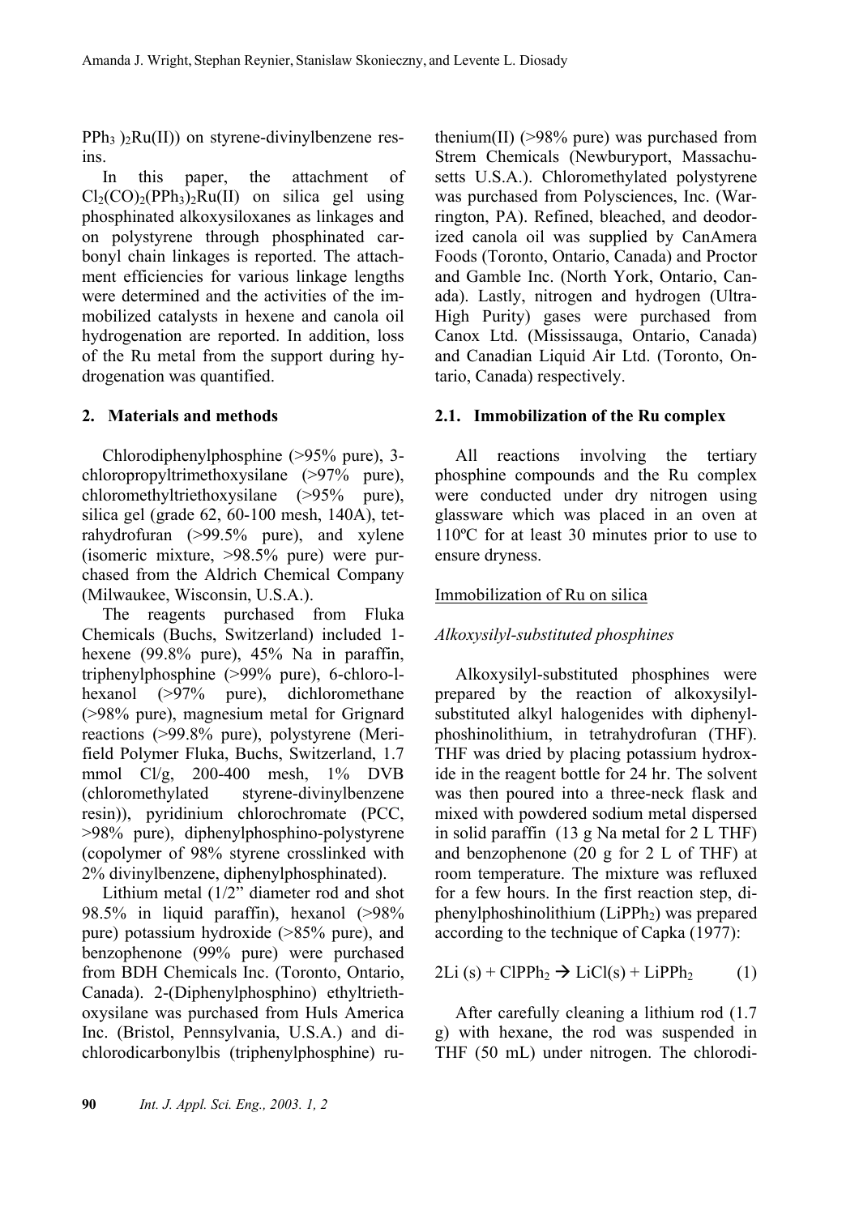$PPh_3)_2Ru(II)$) on styrene-divinylbenzene resins.

In this paper, the attachment of $Cl_2(CO)_2(PPh_3)_2Ru(II)$ on silica gel using phosphinated alkoxysiloxanes as linkages and on polystyrene through phosphinated carbonyl chain linkages is reported. The attachment efficiencies for various linkage lengths were determined and the activities of the immobilized catalysts in hexene and canola oil hydrogenation are reported. In addition, loss of the Ru metal from the support during hydrogenation was quantified.

## 2. Materials and methods

Chlorodiphenylphosphine (>95% pure), 3-chloropropyltrimethoxysilane (>97% pure), chloromethyltriethoxysilane (>95% pure), silica gel (grade 62, 60-100 mesh, 140A), tetrahydrofuran (>99.5% pure), and xylene (isomeric mixture, >98.5% pure) were purchased from the Aldrich Chemical Company (Milwaukee, Wisconsin, U.S.A.).

The reagents purchased from Fluka Chemicals (Buchs, Switzerland) included 1-hexene (99.8% pure), 45% Na in paraffin, triphenylphosphine (>99% pure), 6-chloro-l-hexanol (>97% pure), dichloromethane (>98% pure), magnesium metal for Grignard reactions (>99.8% pure), polystyrene (Merifield Polymer Fluka, Buchs, Switzerland, 1.7 mmol Cl/g, 200-400 mesh, 1% DVB (chloromethylated styrene-divinylbenzene resin)), pyridinium chlorochromate (PCC, >98% pure), diphenylphosphino-polystyrene (copolymer of 98% styrene crosslinked with 2% divinylbenzene, diphenylphosphinated).

Lithium metal (1/2" diameter rod and shot 98.5% in liquid paraffin), hexanol (>98% pure) potassium hydroxide (>85% pure), and benzophenone (99% pure) were purchased from BDH Chemicals Inc. (Toronto, Ontario, Canada). 2-(Diphenylphosphino) ethyltriethoxysilane was purchased from Huls America Inc. (Bristol, Pennsylvania, U.S.A.) and dichlorodicarbonylbis (triphenylphosphine) ruthenium(II) (>98% pure) was purchased from Strem Chemicals (Newburyport, Massachusetts U.S.A.). Chloromethylated polystyrene was purchased from Polysciences, Inc. (Warrington, PA). Refined, bleached, and deodorized canola oil was supplied by CanAmera Foods (Toronto, Ontario, Canada) and Proctor and Gamble Inc. (North York, Ontario, Canada). Lastly, nitrogen and hydrogen (Ultra-High Purity) gases were purchased from Canox Ltd. (Mississauga, Ontario, Canada) and Canadian Liquid Air Ltd. (Toronto, Ontario, Canada) respectively.

### 2.1. Immobilization of the Ru complex

All reactions involving the tertiary phosphine compounds and the Ru complex were conducted under dry nitrogen using glassware which was placed in an oven at 110ºC for at least 30 minutes prior to use to ensure dryness.

Immobilization of Ru on silica

*Alkoxysilyl-substituted phosphines*

Alkoxysilyl-substituted phosphines were prepared by the reaction of alkoxysilyl-substituted alkyl halogenides with diphenylphoshinolithium, in tetrahydrofuran (THF). THF was dried by placing potassium hydroxide in the reagent bottle for 24 hr. The solvent was then poured into a three-neck flask and mixed with powdered sodium metal dispersed in solid paraffin (13 g Na metal for 2 L THF) and benzophenone (20 g for 2 L of THF) at room temperature. The mixture was refluxed for a few hours. In the first reaction step, diphenylphoshinolithium ($LiPPh_2$) was prepared according to the technique of Capka (1977):

$$2Li\,(s) + ClPPh_2 \rightarrow LiCl(s) + LiPPh_2 \qquad (1)$$

After carefully cleaning a lithium rod (1.7 g) with hexane, the rod was suspended in THF (50 mL) under nitrogen. The chlorodi-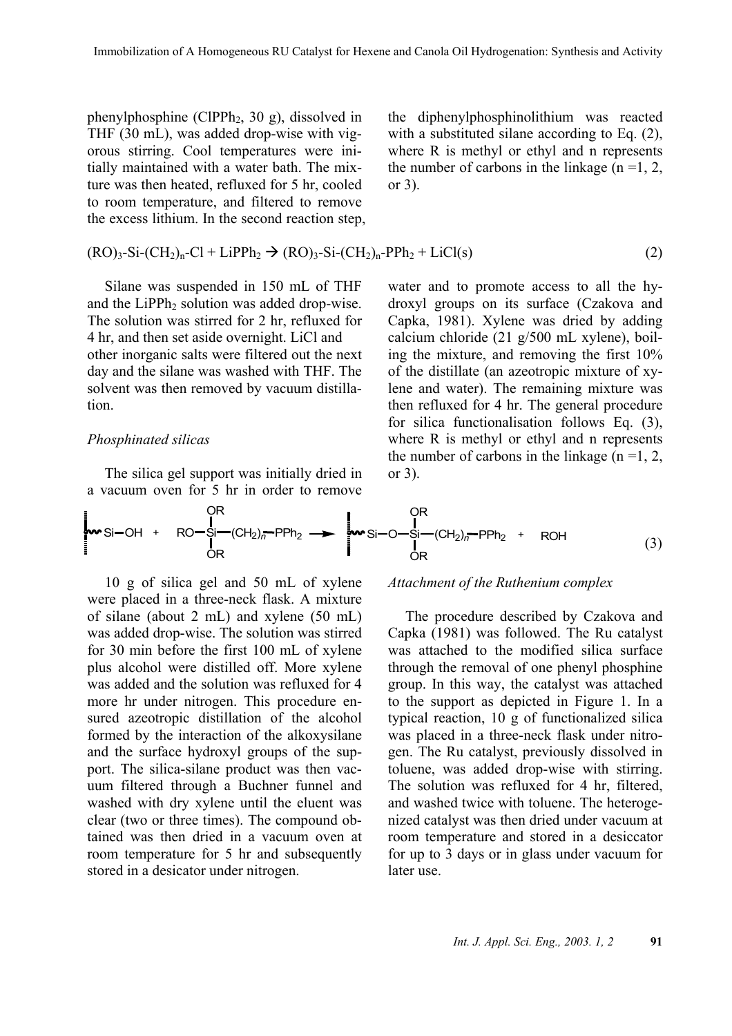phenylphosphine ($ClPPh_2$, 30 g), dissolved in THF (30 mL), was added drop-wise with vigorous stirring. Cool temperatures were initially maintained with a water bath. The mixture was then heated, refluxed for 5 hr, cooled to room temperature, and filtered to remove the excess lithium. In the second reaction step, the diphenylphosphinolithium was reacted with a substituted silane according to Eq. (2), where R is methyl or ethyl and n represents the number of carbons in the linkage (n =1, 2, or 3).

$$(RO)_3\text{-}Si\text{-}(CH_2)_n\text{-}Cl + LiPPh_2 \rightarrow (RO)_3\text{-}Si\text{-}(CH_2)_n\text{-}PPh_2 + LiCl(s) \tag{2}$$

Silane was suspended in 150 mL of THF and the $LiPPh_2$ solution was added drop-wise. The solution was stirred for 2 hr, refluxed for 4 hr, and then set aside overnight. LiCl and other inorganic salts were filtered out the next day and the silane was washed with THF. The solvent was then removed by vacuum distillation.

*Phosphinated silicas*

The silica gel support was initially dried in a vacuum oven for 5 hr in order to remove water and to promote access to all the hydroxyl groups on its surface (Czakova and Capka, 1981). Xylene was dried by adding calcium chloride (21 g/500 mL xylene), boiling the mixture, and removing the first 10% of the distillate (an azeotropic mixture of xylene and water). The remaining mixture was then refluxed for 4 hr. The general procedure for silica functionalisation follows Eq. (3), where R is methyl or ethyl and n represents the number of carbons in the linkage (n =1, 2, or 3).

$$\sim Si{-}OH + RO{-}Si(OR)_2{-}(CH_2)_n{-}PPh_2 \longrightarrow \sim Si{-}O{-}Si(OR)_2{-}(CH_2)_n{-}PPh_2 + ROH \tag{3}$$

10 g of silica gel and 50 mL of xylene were placed in a three-neck flask. A mixture of silane (about 2 mL) and xylene (50 mL) was added drop-wise. The solution was stirred for 30 min before the first 100 mL of xylene plus alcohol were distilled off. More xylene was added and the solution was refluxed for 4 more hr under nitrogen. This procedure ensured azeotropic distillation of the alcohol formed by the interaction of the alkoxysilane and the surface hydroxyl groups of the support. The silica-silane product was then vacuum filtered through a Buchner funnel and washed with dry xylene until the eluent was clear (two or three times). The compound obtained was then dried in a vacuum oven at room temperature for 5 hr and subsequently stored in a desicator under nitrogen.

*Attachment of the Ruthenium complex*

The procedure described by Czakova and Capka (1981) was followed. The Ru catalyst was attached to the modified silica surface through the removal of one phenyl phosphine group. In this way, the catalyst was attached to the support as depicted in Figure 1. In a typical reaction, 10 g of functionalized silica was placed in a three-neck flask under nitrogen. The Ru catalyst, previously dissolved in toluene, was added drop-wise with stirring. The solution was refluxed for 4 hr, filtered, and washed twice with toluene. The heterogenized catalyst was then dried under vacuum at room temperature and stored in a desiccator for up to 3 days or in glass under vacuum for later use.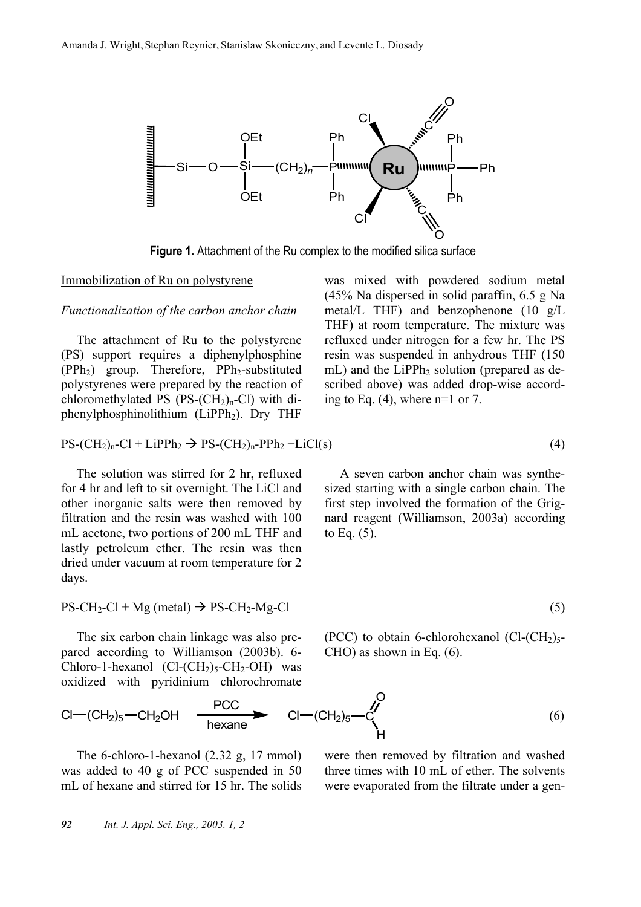**Figure 1.** Attachment of the Ru complex to the modified silica surface

Immobilization of Ru on polystyrene

*Functionalization of the carbon anchor chain*

The attachment of Ru to the polystyrene (PS) support requires a diphenylphosphine ($PPh_2$) group. Therefore, $PPh_2$-substituted polystyrenes were prepared by the reaction of chloromethylated PS ($PS-(CH_2)_n-Cl$) with diphenylphosphinolithium ($LiPPh_2$). Dry THF was mixed with powdered sodium metal (45% Na dispersed in solid paraffin, 6.5 g Na metal/L THF) and benzophenone (10 g/L THF) at room temperature. The mixture was refluxed under nitrogen for a few hr. The PS resin was suspended in anhydrous THF (150 mL) and the $LiPPh_2$ solution (prepared as described above) was added drop-wise according to Eq. (4), where n=1 or 7.

$$PS-(CH_2)_n-Cl + LiPPh_2 \rightarrow PS-(CH_2)_n-PPh_2 + LiCl(s) \quad (4)$$

The solution was stirred for 2 hr, refluxed for 4 hr and left to sit overnight. The LiCl and other inorganic salts were then removed by filtration and the resin was washed with 100 mL acetone, two portions of 200 mL THF and lastly petroleum ether. The resin was then dried under vacuum at room temperature for 2 days.

A seven carbon anchor chain was synthesized starting with a single carbon chain. The first step involved the formation of the Grignard reagent (Williamson, 2003a) according to Eq. (5).

$$PS-CH_2-Cl + Mg\ (metal) \rightarrow PS-CH_2-Mg-Cl \quad (5)$$

The six carbon chain linkage was also prepared according to Williamson (2003b). 6-Chloro-1-hexanol ($Cl-(CH_2)_5-CH_2-OH$) was oxidized with pyridinium chlorochromate (PCC) to obtain 6-chlorohexanol ($Cl-(CH_2)_5-CHO$) as shown in Eq. (6).

$$Cl-(CH_2)_5-CH_2OH \xrightarrow[\text{hexane}]{\text{PCC}} Cl-(CH_2)_5-CHO \quad (6)$$

The 6-chloro-1-hexanol (2.32 g, 17 mmol) was added to 40 g of PCC suspended in 50 mL of hexane and stirred for 15 hr. The solids were then removed by filtration and washed three times with 10 mL of ether. The solvents were evaporated from the filtrate under a gen-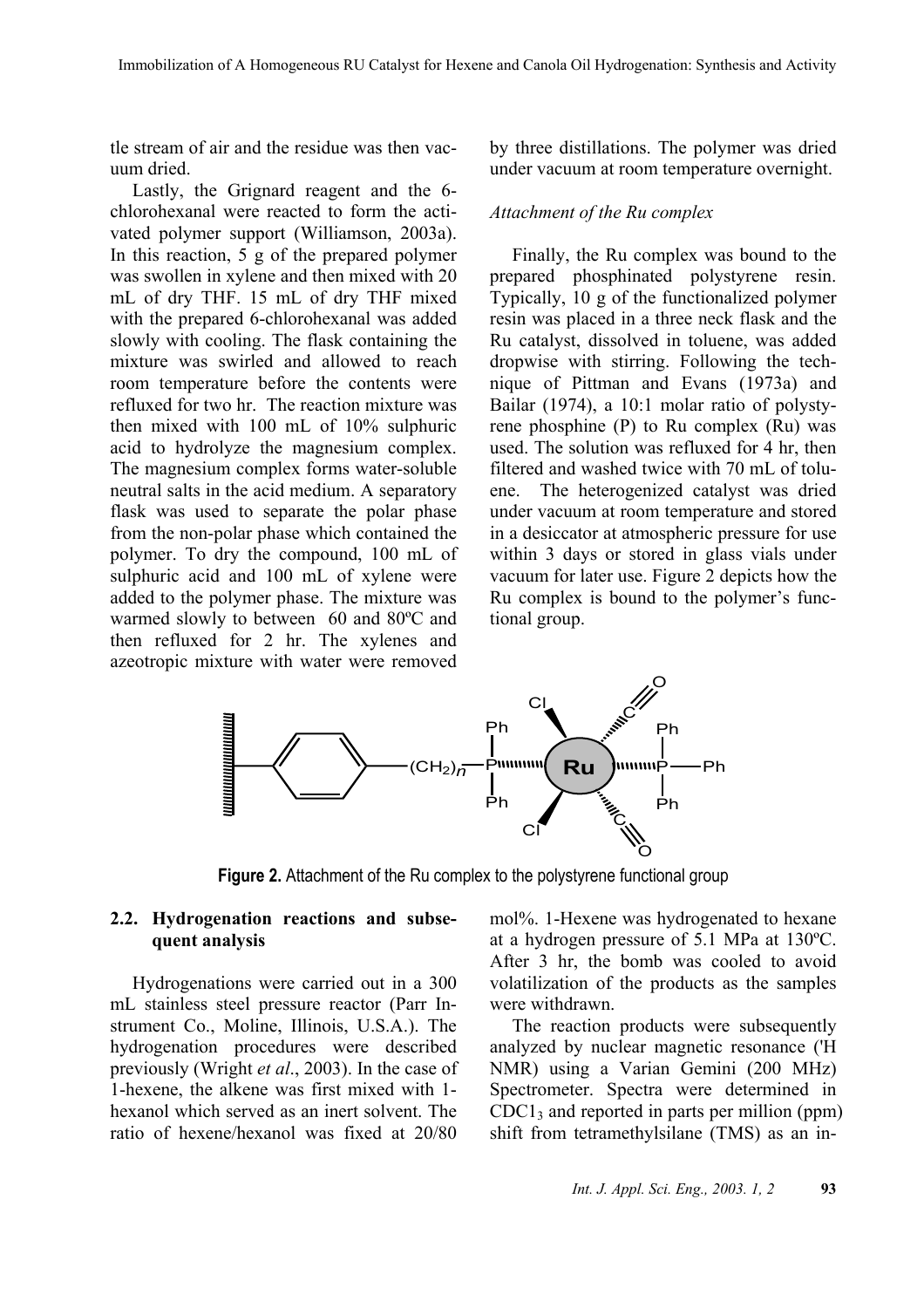tle stream of air and the residue was then vacuum dried.

Lastly, the Grignard reagent and the 6-chlorohexanal were reacted to form the activated polymer support (Williamson, 2003a). In this reaction, 5 g of the prepared polymer was swollen in xylene and then mixed with 20 mL of dry THF. 15 mL of dry THF mixed with the prepared 6-chlorohexanal was added slowly with cooling. The flask containing the mixture was swirled and allowed to reach room temperature before the contents were refluxed for two hr. The reaction mixture was then mixed with 100 mL of 10% sulphuric acid to hydrolyze the magnesium complex. The magnesium complex forms water-soluble neutral salts in the acid medium. A separatory flask was used to separate the polar phase from the non-polar phase which contained the polymer. To dry the compound, 100 mL of sulphuric acid and 100 mL of xylene were added to the polymer phase. The mixture was warmed slowly to between 60 and 80ºC and then refluxed for 2 hr. The xylenes and azeotropic mixture with water were removed by three distillations. The polymer was dried under vacuum at room temperature overnight.

*Attachment of the Ru complex*

Finally, the Ru complex was bound to the prepared phosphinated polystyrene resin. Typically, 10 g of the functionalized polymer resin was placed in a three neck flask and the Ru catalyst, dissolved in toluene, was added dropwise with stirring. Following the technique of Pittman and Evans (1973a) and Bailar (1974), a 10:1 molar ratio of polystyrene phosphine (P) to Ru complex (Ru) was used. The solution was refluxed for 4 hr, then filtered and washed twice with 70 mL of toluene. The heterogenized catalyst was dried under vacuum at room temperature and stored in a desiccator at atmospheric pressure for use within 3 days or stored in glass vials under vacuum for later use. Figure 2 depicts how the Ru complex is bound to the polymer's functional group.

**Figure 2.** Attachment of the Ru complex to the polystyrene functional group

## 2.2. Hydrogenation reactions and subsequent analysis

Hydrogenations were carried out in a 300 mL stainless steel pressure reactor (Parr Instrument Co., Moline, Illinois, U.S.A.). The hydrogenation procedures were described previously (Wright *et al*., 2003). In the case of 1-hexene, the alkene was first mixed with 1-hexanol which served as an inert solvent. The ratio of hexene/hexanol was fixed at 20/80 mol%. 1-Hexene was hydrogenated to hexane at a hydrogen pressure of 5.1 MPa at 130ºC. After 3 hr, the bomb was cooled to avoid volatilization of the products as the samples were withdrawn.

The reaction products were subsequently analyzed by nuclear magnetic resonance ('H NMR) using a Varian Gemini (200 MHz) Spectrometer. Spectra were determined in $CDC1_3$ and reported in parts per million (ppm) shift from tetramethylsilane (TMS) as an in-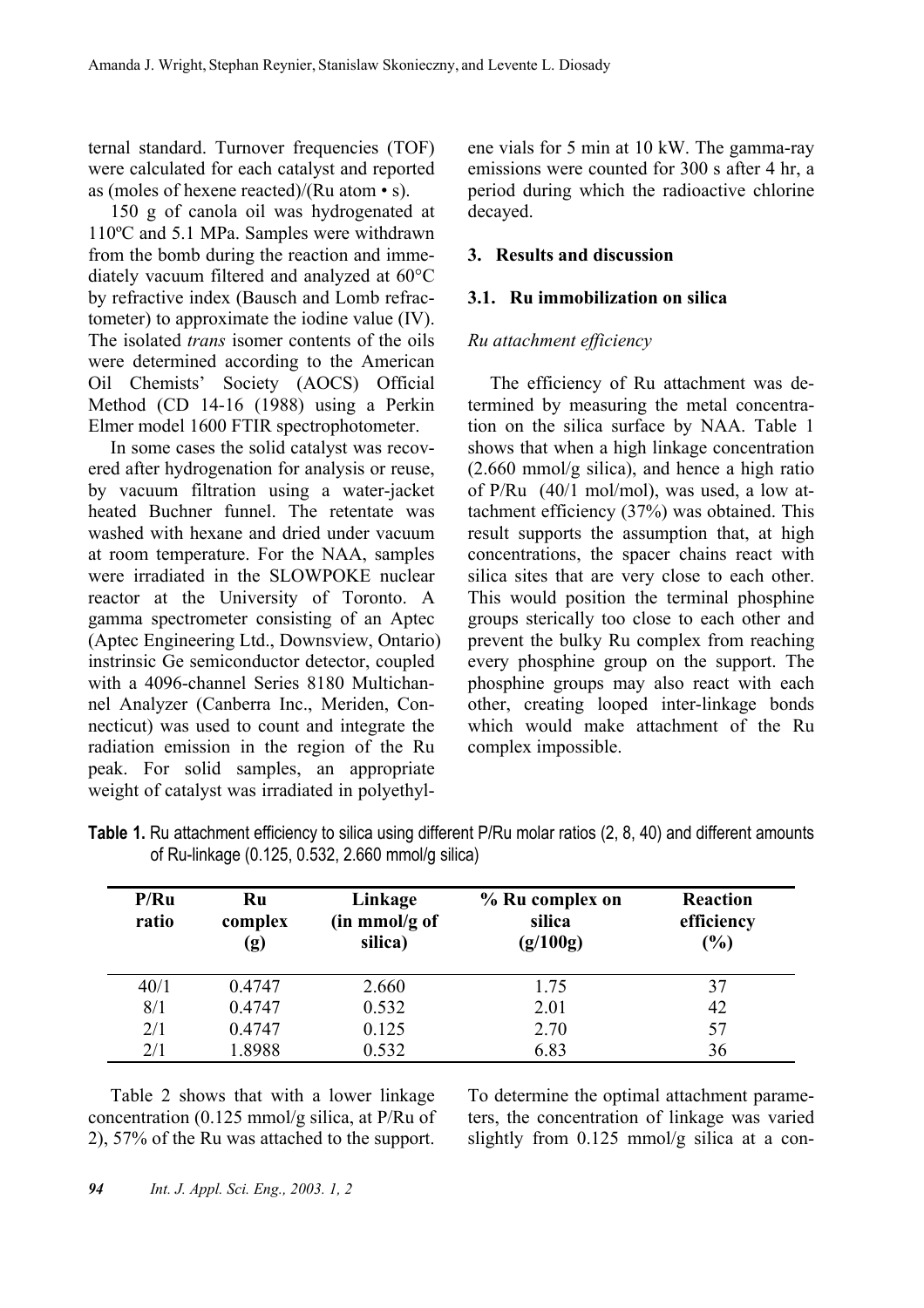ternal standard. Turnover frequencies (TOF) were calculated for each catalyst and reported as (moles of hexene reacted)/(Ru atom • s).

150 g of canola oil was hydrogenated at 110ºC and 5.1 MPa. Samples were withdrawn from the bomb during the reaction and immediately vacuum filtered and analyzed at 60°C by refractive index (Bausch and Lomb refractometer) to approximate the iodine value (IV). The isolated *trans* isomer contents of the oils were determined according to the American Oil Chemists' Society (AOCS) Official Method (CD 14-16 (1988) using a Perkin Elmer model 1600 FTIR spectrophotometer.

In some cases the solid catalyst was recovered after hydrogenation for analysis or reuse, by vacuum filtration using a water-jacket heated Buchner funnel. The retentate was washed with hexane and dried under vacuum at room temperature. For the NAA, samples were irradiated in the SLOWPOKE nuclear reactor at the University of Toronto. A gamma spectrometer consisting of an Aptec (Aptec Engineering Ltd., Downsview, Ontario) instrinsic Ge semiconductor detector, coupled with a 4096-channel Series 8180 Multichannel Analyzer (Canberra Inc., Meriden, Connecticut) was used to count and integrate the radiation emission in the region of the Ru peak. For solid samples, an appropriate weight of catalyst was irradiated in polyethylene vials for 5 min at 10 kW. The gamma-ray emissions were counted for 300 s after 4 hr, a period during which the radioactive chlorine decayed.

## 3. Results and discussion

### 3.1. Ru immobilization on silica

*Ru attachment efficiency*

The efficiency of Ru attachment was determined by measuring the metal concentration on the silica surface by NAA. Table 1 shows that when a high linkage concentration (2.660 mmol/g silica), and hence a high ratio of P/Ru (40/1 mol/mol), was used, a low attachment efficiency (37%) was obtained. This result supports the assumption that, at high concentrations, the spacer chains react with silica sites that are very close to each other. This would position the terminal phosphine groups sterically too close to each other and prevent the bulky Ru complex from reaching every phosphine group on the support. The phosphine groups may also react with each other, creating looped inter-linkage bonds which would make attachment of the Ru complex impossible.

**Table 1.** Ru attachment efficiency to silica using different P/Ru molar ratios (2, 8, 40) and different amounts of Ru-linkage (0.125, 0.532, 2.660 mmol/g silica)

| P/Ru ratio | Ru complex (g) | Linkage (in mmol/g of silica) | % Ru complex on silica (g/100g) | Reaction efficiency (%) |
|---|---|---|---|---|
| 40/1 | 0.4747 | 2.660 | 1.75 | 37 |
| 8/1 | 0.4747 | 0.532 | 2.01 | 42 |
| 2/1 | 0.4747 | 0.125 | 2.70 | 57 |
| 2/1 | 1.8988 | 0.532 | 6.83 | 36 |

Table 2 shows that with a lower linkage concentration (0.125 mmol/g silica, at P/Ru of 2), 57% of the Ru was attached to the support. To determine the optimal attachment parameters, the concentration of linkage was varied slightly from 0.125 mmol/g silica at a con-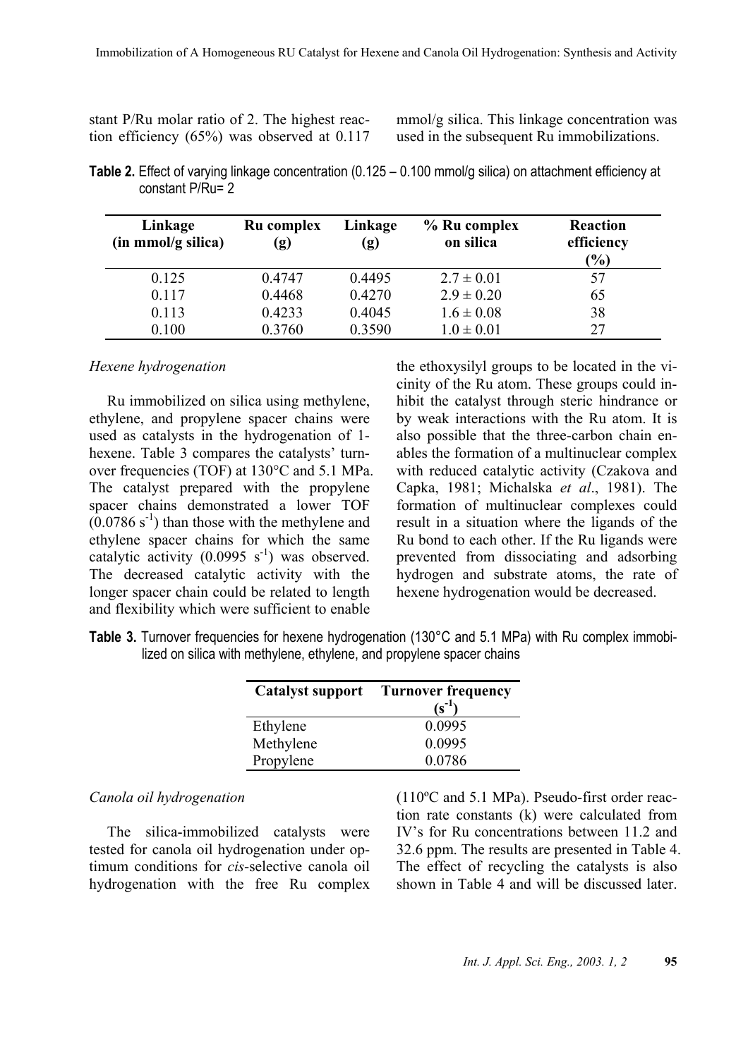stant P/Ru molar ratio of 2. The highest reaction efficiency (65%) was observed at 0.117 mmol/g silica. This linkage concentration was used in the subsequent Ru immobilizations.

**Table 2.** Effect of varying linkage concentration (0.125 – 0.100 mmol/g silica) on attachment efficiency at constant P/Ru= 2

| Linkage (in mmol/g silica) | Ru complex (g) | Linkage (g) | % Ru complex on silica | Reaction efficiency (%) |
|---|---|---|---|---|
| 0.125 | 0.4747 | 0.4495 | $2.7 \pm 0.01$ | 57 |
| 0.117 | 0.4468 | 0.4270 | $2.9 \pm 0.20$ | 65 |
| 0.113 | 0.4233 | 0.4045 | $1.6 \pm 0.08$ | 38 |
| 0.100 | 0.3760 | 0.3590 | $1.0 \pm 0.01$ | 27 |

*Hexene hydrogenation*

Ru immobilized on silica using methylene, ethylene, and propylene spacer chains were used as catalysts in the hydrogenation of 1-hexene. Table 3 compares the catalysts' turnover frequencies (TOF) at 130°C and 5.1 MPa. The catalyst prepared with the propylene spacer chains demonstrated a lower TOF ($0.0786\ s^{-1}$) than those with the methylene and ethylene spacer chains for which the same catalytic activity ($0.0995\ s^{-1}$) was observed. The decreased catalytic activity with the longer spacer chain could be related to length and flexibility which were sufficient to enable the ethoxysilyl groups to be located in the vicinity of the Ru atom. These groups could inhibit the catalyst through steric hindrance or by weak interactions with the Ru atom. It is also possible that the three-carbon chain enables the formation of a multinuclear complex with reduced catalytic activity (Czakova and Capka, 1981; Michalska *et al*., 1981). The formation of multinuclear complexes could result in a situation where the ligands of the Ru bond to each other. If the Ru ligands were prevented from dissociating and adsorbing hydrogen and substrate atoms, the rate of hexene hydrogenation would be decreased.

**Table 3.** Turnover frequencies for hexene hydrogenation (130°C and 5.1 MPa) with Ru complex immobilized on silica with methylene, ethylene, and propylene spacer chains

| Catalyst support | Turnover frequency ($s^{-1}$) |
|---|---|
| Ethylene | 0.0995 |
| Methylene | 0.0995 |
| Propylene | 0.0786 |

*Canola oil hydrogenation*

The silica-immobilized catalysts were tested for canola oil hydrogenation under optimum conditions for *cis*-selective canola oil hydrogenation with the free Ru complex (110ºC and 5.1 MPa). Pseudo-first order reaction rate constants (k) were calculated from IV's for Ru concentrations between 11.2 and 32.6 ppm. The results are presented in Table 4. The effect of recycling the catalysts is also shown in Table 4 and will be discussed later.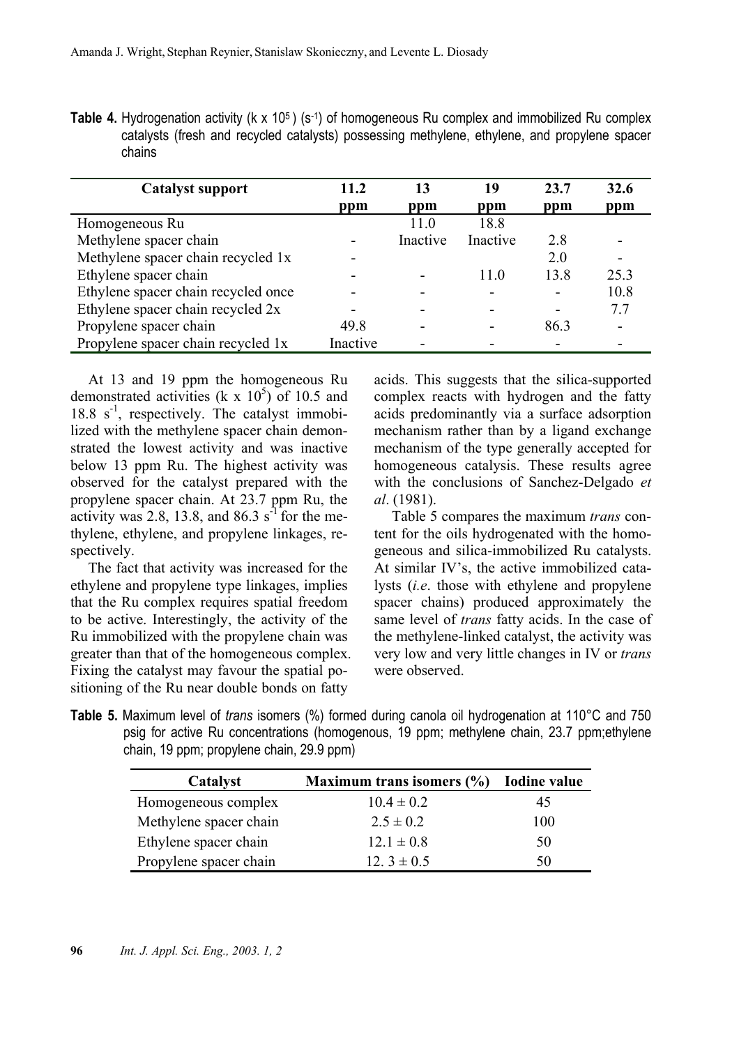**Table 4.** Hydrogenation activity ($k \times 10^5$) ($s^{-1}$) of homogeneous Ru complex and immobilized Ru complex catalysts (fresh and recycled catalysts) possessing methylene, ethylene, and propylene spacer chains

| Catalyst support | 11.2 ppm | 13 ppm | 19 ppm | 23.7 ppm | 32.6 ppm |
|---|---|---|---|---|---|
| Homogeneous Ru | | 11.0 | 18.8 | | |
| Methylene spacer chain | - | Inactive | Inactive | 2.8 | - |
| Methylene spacer chain recycled 1x | - | | | 2.0 | - |
| Ethylene spacer chain | - | - | 11.0 | 13.8 | 25.3 |
| Ethylene spacer chain recycled once | - | - | - | - | 10.8 |
| Ethylene spacer chain recycled 2x | - | - | - | - | 7.7 |
| Propylene spacer chain | 49.8 | - | - | 86.3 | - |
| Propylene spacer chain recycled 1x | Inactive | - | - | - | - |

At 13 and 19 ppm the homogeneous Ru demonstrated activities ($k \times 10^5$) of 10.5 and 18.8 $s^{-1}$, respectively. The catalyst immobilized with the methylene spacer chain demonstrated the lowest activity and was inactive below 13 ppm Ru. The highest activity was observed for the catalyst prepared with the propylene spacer chain. At 23.7 ppm Ru, the activity was 2.8, 13.8, and 86.3 $s^{-1}$ for the methylene, ethylene, and propylene linkages, respectively.

The fact that activity was increased for the ethylene and propylene type linkages, implies that the Ru complex requires spatial freedom to be active. Interestingly, the activity of the Ru immobilized with the propylene chain was greater than that of the homogeneous complex. Fixing the catalyst may favour the spatial positioning of the Ru near double bonds on fatty acids. This suggests that the silica-supported complex reacts with hydrogen and the fatty acids predominantly via a surface adsorption mechanism rather than by a ligand exchange mechanism of the type generally accepted for homogeneous catalysis. These results agree with the conclusions of Sanchez-Delgado *et al*. (1981).

Table 5 compares the maximum *trans* content for the oils hydrogenated with the homogeneous and silica-immobilized Ru catalysts. At similar IV's, the active immobilized catalysts (*i.e*. those with ethylene and propylene spacer chains) produced approximately the same level of *trans* fatty acids. In the case of the methylene-linked catalyst, the activity was very low and very little changes in IV or *trans* were observed.

**Table 5.** Maximum level of *trans* isomers (%) formed during canola oil hydrogenation at 110°C and 750 psig for active Ru concentrations (homogenous, 19 ppm; methylene chain, 23.7 ppm;ethylene chain, 19 ppm; propylene chain, 29.9 ppm)

| Catalyst | Maximum trans isomers (%) | Iodine value |
|---|---|---|
| Homogeneous complex | $10.4 \pm 0.2$ | 45 |
| Methylene spacer chain | $2.5 \pm 0.2$ | 100 |
| Ethylene spacer chain | $12.1 \pm 0.8$ | 50 |
| Propylene spacer chain | $12.3 \pm 0.5$ | 50 |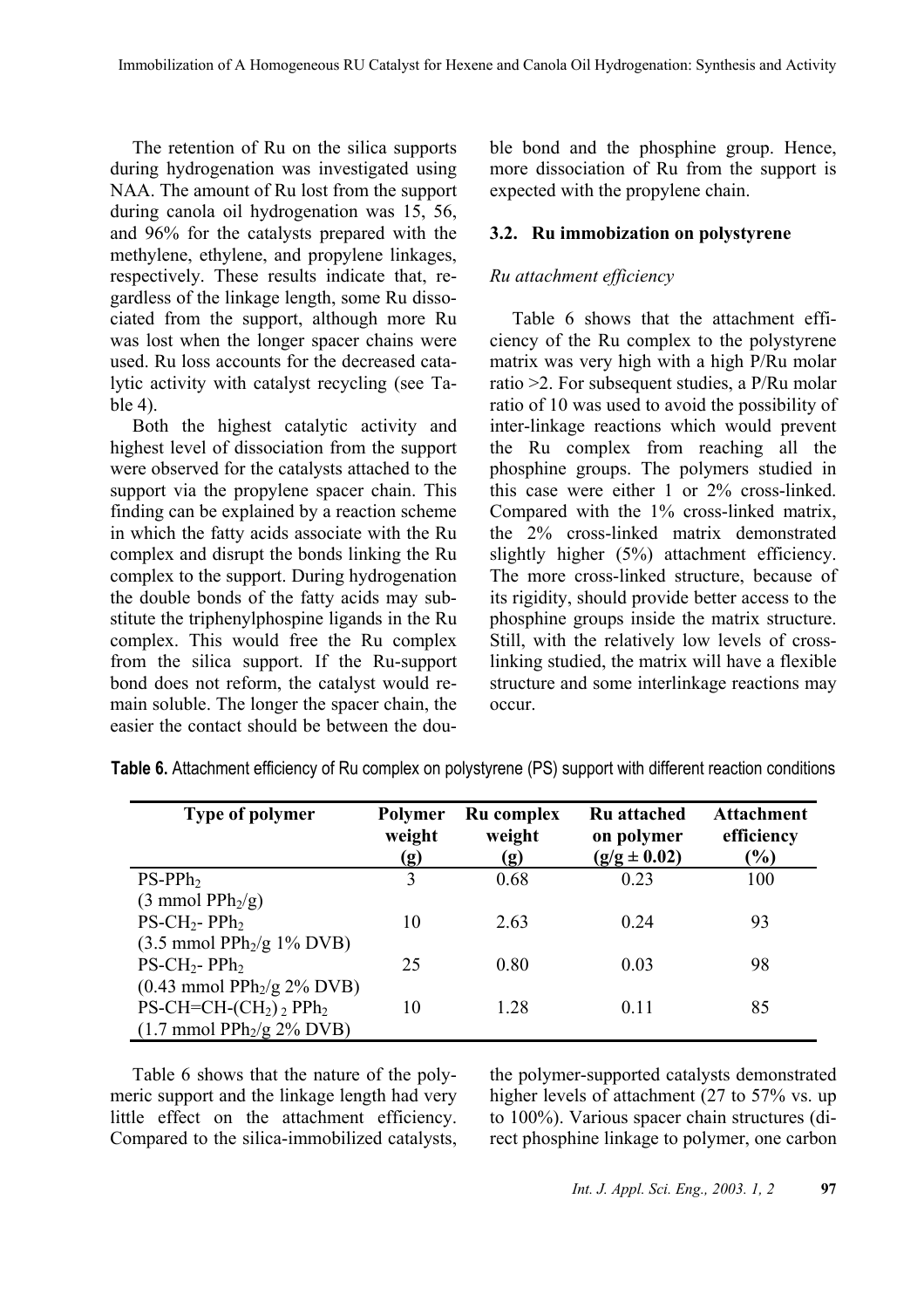The retention of Ru on the silica supports during hydrogenation was investigated using NAA. The amount of Ru lost from the support during canola oil hydrogenation was 15, 56, and 96% for the catalysts prepared with the methylene, ethylene, and propylene linkages, respectively. These results indicate that, regardless of the linkage length, some Ru dissociated from the support, although more Ru was lost when the longer spacer chains were used. Ru loss accounts for the decreased catalytic activity with catalyst recycling (see Table 4).

Both the highest catalytic activity and highest level of dissociation from the support were observed for the catalysts attached to the support via the propylene spacer chain. This finding can be explained by a reaction scheme in which the fatty acids associate with the Ru complex and disrupt the bonds linking the Ru complex to the support. During hydrogenation the double bonds of the fatty acids may substitute the triphenylphospine ligands in the Ru complex. This would free the Ru complex from the silica support. If the Ru-support bond does not reform, the catalyst would remain soluble. The longer the spacer chain, the easier the contact should be between the double bond and the phosphine group. Hence, more dissociation of Ru from the support is expected with the propylene chain.

### 3.2. Ru immobization on polystyrene

*Ru attachment efficiency*

Table 6 shows that the attachment efficiency of the Ru complex to the polystyrene matrix was very high with a high P/Ru molar ratio >2. For subsequent studies, a P/Ru molar ratio of 10 was used to avoid the possibility of inter-linkage reactions which would prevent the Ru complex from reaching all the phosphine groups. The polymers studied in this case were either 1 or 2% cross-linked. Compared with the 1% cross-linked matrix, the 2% cross-linked matrix demonstrated slightly higher (5%) attachment efficiency. The more cross-linked structure, because of its rigidity, should provide better access to the phosphine groups inside the matrix structure. Still, with the relatively low levels of cross-linking studied, the matrix will have a flexible structure and some interlinkage reactions may occur.

**Table 6.** Attachment efficiency of Ru complex on polystyrene (PS) support with different reaction conditions

| Type of polymer | Polymer weight (g) | Ru complex weight (g) | Ru attached on polymer (g/g ± 0.02) | Attachment efficiency (%) |
|---|---|---|---|---|
| PS-$PPh_2$ (3 mmol $PPh_2$/g) | 3 | 0.68 | 0.23 | 100 |
| PS-$CH_2$- $PPh_2$ (3.5 mmol $PPh_2$/g 1% DVB) | 10 | 2.63 | 0.24 | 93 |
| PS-$CH_2$- $PPh_2$ (0.43 mmol $PPh_2$/g 2% DVB) | 25 | 0.80 | 0.03 | 98 |
| PS-CH=CH-$(CH_2)_2$ $PPh_2$ (1.7 mmol $PPh_2$/g 2% DVB) | 10 | 1.28 | 0.11 | 85 |

Table 6 shows that the nature of the polymeric support and the linkage length had very little effect on the attachment efficiency. Compared to the silica-immobilized catalysts, the polymer-supported catalysts demonstrated higher levels of attachment (27 to 57% vs. up to 100%). Various spacer chain structures (direct phosphine linkage to polymer, one carbon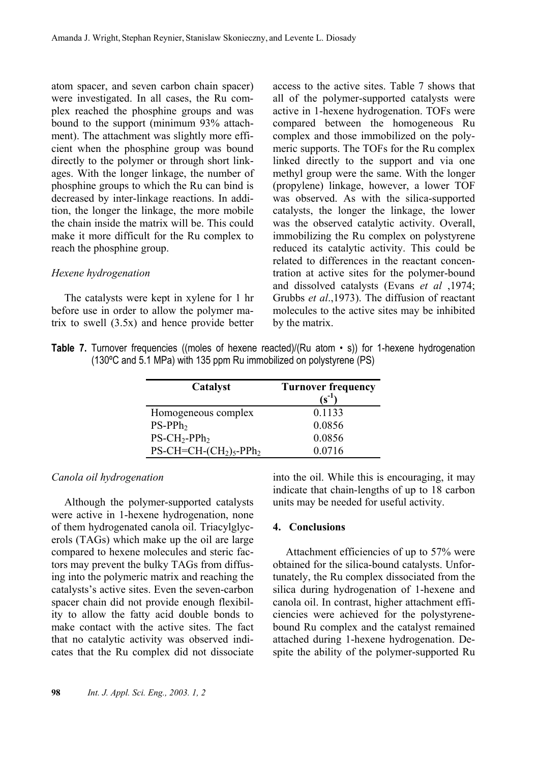atom spacer, and seven carbon chain spacer) were investigated. In all cases, the Ru complex reached the phosphine groups and was bound to the support (minimum 93% attachment). The attachment was slightly more efficient when the phosphine group was bound directly to the polymer or through short linkages. With the longer linkage, the number of phosphine groups to which the Ru can bind is decreased by inter-linkage reactions. In addition, the longer the linkage, the more mobile the chain inside the matrix will be. This could make it more difficult for the Ru complex to reach the phosphine group.

*Hexene hydrogenation*

The catalysts were kept in xylene for 1 hr before use in order to allow the polymer matrix to swell (3.5x) and hence provide better access to the active sites. Table 7 shows that all of the polymer-supported catalysts were active in 1-hexene hydrogenation. TOFs were compared between the homogeneous Ru complex and those immobilized on the polymeric supports. The TOFs for the Ru complex linked directly to the support and via one methyl group were the same. With the longer (propylene) linkage, however, a lower TOF was observed. As with the silica-supported catalysts, the longer the linkage, the lower was the observed catalytic activity. Overall, immobilizing the Ru complex on polystyrene reduced its catalytic activity. This could be related to differences in the reactant concentration at active sites for the polymer-bound and dissolved catalysts (Evans *et al* ,1974; Grubbs *et al*.,1973). The diffusion of reactant molecules to the active sites may be inhibited by the matrix.

**Table 7.** Turnover frequencies ((moles of hexene reacted)/(Ru atom • s)) for 1-hexene hydrogenation (130ºC and 5.1 MPa) with 135 ppm Ru immobilized on polystyrene (PS)

| Catalyst | Turnover frequency ($s^{-1}$) |
|---|---|
| Homogeneous complex | 0.1133 |
| PS-$PPh_2$ | 0.0856 |
| PS-$CH_2$-$PPh_2$ | 0.0856 |
| PS-CH=CH-$(CH_2)_5$-$PPh_2$ | 0.0716 |

*Canola oil hydrogenation*

Although the polymer-supported catalysts were active in 1-hexene hydrogenation, none of them hydrogenated canola oil. Triacylglycerols (TAGs) which make up the oil are large compared to hexene molecules and steric factors may prevent the bulky TAGs from diffusing into the polymeric matrix and reaching the catalysts's active sites. Even the seven-carbon spacer chain did not provide enough flexibility to allow the fatty acid double bonds to make contact with the active sites. The fact that no catalytic activity was observed indicates that the Ru complex did not dissociate into the oil. While this is encouraging, it may indicate that chain-lengths of up to 18 carbon units may be needed for useful activity.

## 4. Conclusions

Attachment efficiencies of up to 57% were obtained for the silica-bound catalysts. Unfortunately, the Ru complex dissociated from the silica during hydrogenation of 1-hexene and canola oil. In contrast, higher attachment efficiencies were achieved for the polystyrene-bound Ru complex and the catalyst remained attached during 1-hexene hydrogenation. Despite the ability of the polymer-supported Ru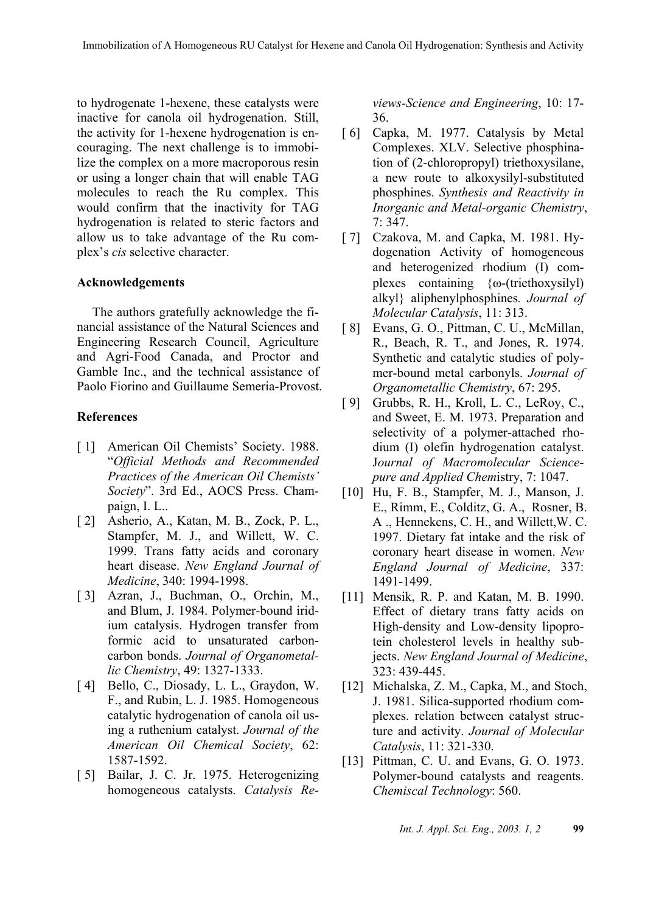to hydrogenate 1-hexene, these catalysts were inactive for canola oil hydrogenation. Still, the activity for 1-hexene hydrogenation is encouraging. The next challenge is to immobilize the complex on a more macroporous resin or using a longer chain that will enable TAG molecules to reach the Ru complex. This would confirm that the inactivity for TAG hydrogenation is related to steric factors and allow us to take advantage of the Ru complex's *cis* selective character.

## Acknowledgements

The authors gratefully acknowledge the financial assistance of the Natural Sciences and Engineering Research Council, Agriculture and Agri-Food Canada, and Proctor and Gamble Inc., and the technical assistance of Paolo Fiorino and Guillaume Semeria-Provost.

## References

- [ 1] American Oil Chemists' Society. 1988. "*Official Methods and Recommended Practices of the American Oil Chemists' Society*". 3rd Ed., AOCS Press. Champaign, I. L..
- [ 2] Asherio, A., Katan, M. B., Zock, P. L., Stampfer, M. J., and Willett, W. C. 1999. Trans fatty acids and coronary heart disease. *New England Journal of Medicine*, 340: 1994-1998.
- [ 3] Azran, J., Buchman, O., Orchin, M., and Blum, J. 1984. Polymer-bound iridium catalysis. Hydrogen transfer from formic acid to unsaturated carbon-carbon bonds. *Journal of Organometallic Chemistry*, 49: 1327-1333.
- [ 4] Bello, C., Diosady, L. L., Graydon, W. F., and Rubin, L. J. 1985. Homogeneous catalytic hydrogenation of canola oil using a ruthenium catalyst. *Journal of the American Oil Chemical Society*, 62: 1587-1592.
- [ 5] Bailar, J. C. Jr. 1975. Heterogenizing homogeneous catalysts. *Catalysis Reviews-Science and Engineering*, 10: 17-36.
- [ 6] Capka, M. 1977. Catalysis by Metal Complexes. XLV. Selective phosphination of (2-chloropropyl) triethoxysilane, a new route to alkoxysilyl-substituted phosphines. *Synthesis and Reactivity in Inorganic and Metal-organic Chemistry*, 7: 347.
- [ 7] Czakova, M. and Capka, M. 1981. Hydogenation Activity of homogeneous and heterogenized rhodium (I) complexes containing {ω-(triethoxysilyl) alkyl} aliphenylphosphines. *Journal of Molecular Catalysis*, 11: 313.
- [ 8] Evans, G. O., Pittman, C. U., McMillan, R., Beach, R. T., and Jones, R. 1974. Synthetic and catalytic studies of polymer-bound metal carbonyls. *Journal of Organometallic Chemistry*, 67: 295.
- [ 9] Grubbs, R. H., Kroll, L. C., LeRoy, C., and Sweet, E. M. 1973. Preparation and selectivity of a polymer-attached rhodium (I) olefin hydrogenation catalyst. *Journal of Macromolecular Science-pure and Applied Chemistry*, 7: 1047.
- [10] Hu, F. B., Stampfer, M. J., Manson, J. E., Rimm, E., Colditz, G. A., Rosner, B. A ., Hennekens, C. H., and Willett,W. C. 1997. Dietary fat intake and the risk of coronary heart disease in women. *New England Journal of Medicine*, 337: 1491-1499.
- [11] Mensik, R. P. and Katan, M. B. 1990. Effect of dietary trans fatty acids on High-density and Low-density lipoprotein cholesterol levels in healthy subjects. *New England Journal of Medicine*, 323: 439-445.
- [12] Michalska, Z. M., Capka, M., and Stoch, J. 1981. Silica-supported rhodium complexes. relation between catalyst structure and activity. *Journal of Molecular Catalysis*, 11: 321-330.
- [13] Pittman, C. U. and Evans, G. O. 1973. Polymer-bound catalysts and reagents. *Chemiscal Technology*: 560.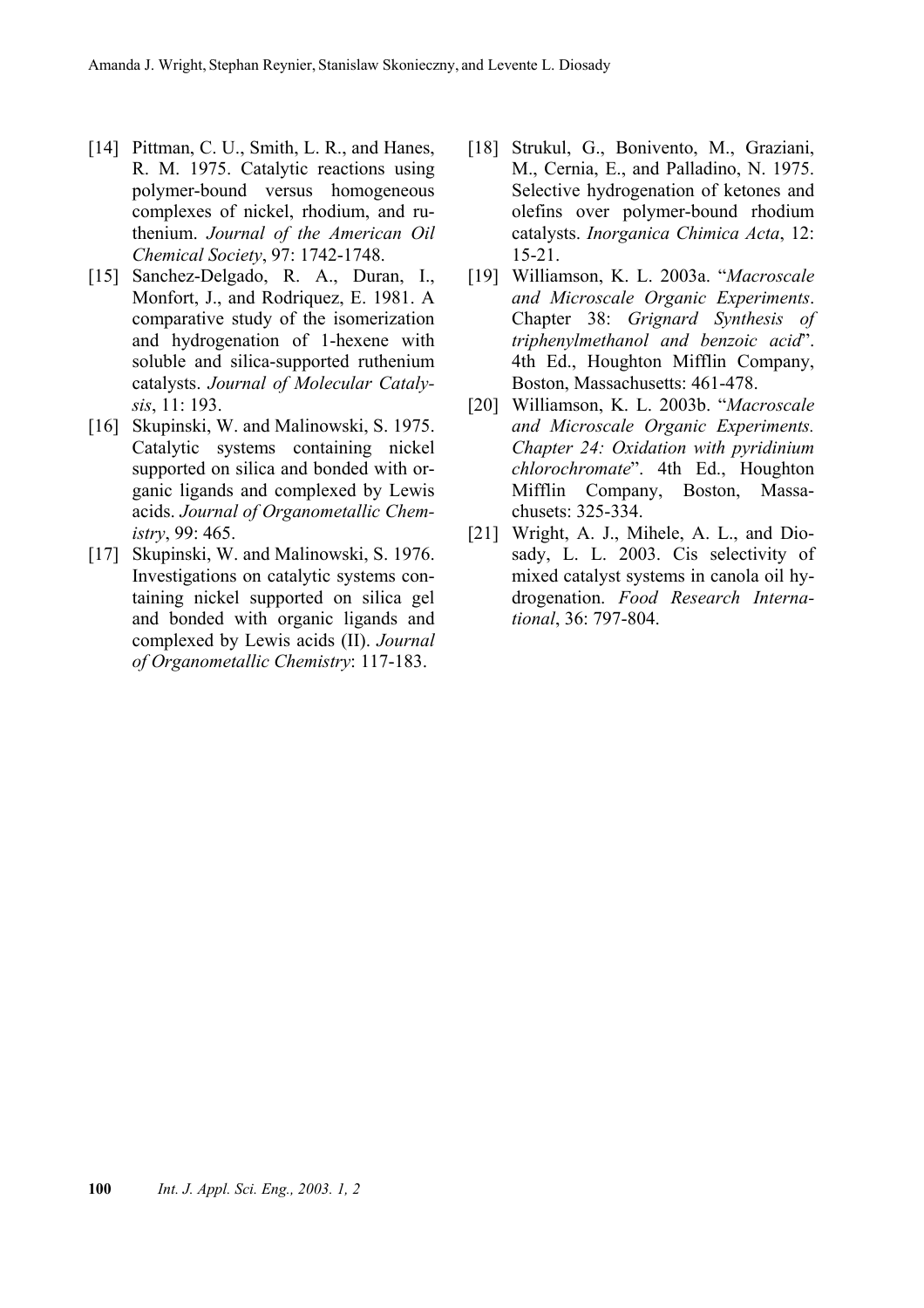[14] Pittman, C. U., Smith, L. R., and Hanes, R. M. 1975. Catalytic reactions using polymer-bound versus homogeneous complexes of nickel, rhodium, and ruthenium. *Journal of the American Oil Chemical Society*, 97: 1742-1748.

[15] Sanchez-Delgado, R. A., Duran, I., Monfort, J., and Rodriquez, E. 1981. A comparative study of the isomerization and hydrogenation of 1-hexene with soluble and silica-supported ruthenium catalysts. *Journal of Molecular Catalysis*, 11: 193.

[16] Skupinski, W. and Malinowski, S. 1975. Catalytic systems containing nickel supported on silica and bonded with organic ligands and complexed by Lewis acids. *Journal of Organometallic Chemistry*, 99: 465.

[17] Skupinski, W. and Malinowski, S. 1976. Investigations on catalytic systems containing nickel supported on silica gel and bonded with organic ligands and complexed by Lewis acids (II). *Journal of Organometallic Chemistry*: 117-183.

[18] Strukul, G., Bonivento, M., Graziani, M., Cernia, E., and Palladino, N. 1975. Selective hydrogenation of ketones and olefins over polymer-bound rhodium catalysts. *Inorganica Chimica Acta*, 12: 15-21.

[19] Williamson, K. L. 2003a. "*Macroscale and Microscale Organic Experiments*. Chapter 38: *Grignard Synthesis of triphenylmethanol and benzoic acid*". 4th Ed., Houghton Mifflin Company, Boston, Massachusetts: 461-478.

[20] Williamson, K. L. 2003b. "*Macroscale and Microscale Organic Experiments. Chapter 24: Oxidation with pyridinium chlorochromate*". 4th Ed., Houghton Mifflin Company, Boston, Massachusets: 325-334.

[21] Wright, A. J., Mihele, A. L., and Diosady, L. L. 2003. Cis selectivity of mixed catalyst systems in canola oil hydrogenation. *Food Research International*, 36: 797-804.